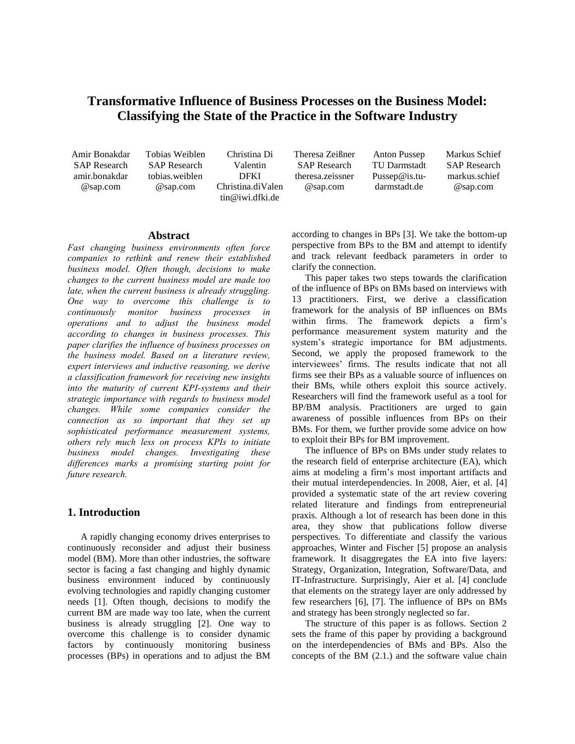# Transformative Influence of Business Processes on the Business Model: Classifying the State of the Practice in the Software Industry

Amir Bonakdar
SAP Research
amir.bonakdar@sap.com

Tobias Weiblen
SAP Research
tobias.weiblen@sap.com

Christina Di Valentin
DFKI
Christina.diValentin@iwi.dfki.de

Theresa Zeißner
SAP Research
theresa.zeissner@sap.com

Anton Pussep
TU Darmstadt
Pussep@is.tu-darmstadt.de

Markus Schief
SAP Research
markus.schief@sap.com

## Abstract

*Fast changing business environments often force companies to rethink and renew their established business model. Often though, decisions to make changes to the current business model are made too late, when the current business is already struggling. One way to overcome this challenge is to continuously monitor business processes in operations and to adjust the business model according to changes in business processes. This paper clarifies the influence of business processes on the business model. Based on a literature review, expert interviews and inductive reasoning, we derive a classification framework for receiving new insights into the maturity of current KPI-systems and their strategic importance with regards to business model changes. While some companies consider the connection as so important that they set up sophisticated performance measurement systems, others rely much less on process KPIs to initiate business model changes. Investigating these differences marks a promising starting point for future research.*

## 1. Introduction

A rapidly changing economy drives enterprises to continuously reconsider and adjust their business model (BM). More than other industries, the software sector is facing a fast changing and highly dynamic business environment induced by continuously evolving technologies and rapidly changing customer needs [1]. Often though, decisions to modify the current BM are made way too late, when the current business is already struggling [2]. One way to overcome this challenge is to consider dynamic factors by continuously monitoring business processes (BPs) in operations and to adjust the BM according to changes in BPs [3]. We take the bottom-up perspective from BPs to the BM and attempt to identify and track relevant feedback parameters in order to clarify the connection.

This paper takes two steps towards the clarification of the influence of BPs on BMs based on interviews with 13 practitioners. First, we derive a classification framework for the analysis of BP influences on BMs within firms. The framework depicts a firm's performance measurement system maturity and the system's strategic importance for BM adjustments. Second, we apply the proposed framework to the interviewees' firms. The results indicate that not all firms see their BPs as a valuable source of influences on their BMs, while others exploit this source actively. Researchers will find the framework useful as a tool for BP/BM analysis. Practitioners are urged to gain awareness of possible influences from BPs on their BMs. For them, we further provide some advice on how to exploit their BPs for BM improvement.

The influence of BPs on BMs under study relates to the research field of enterprise architecture (EA), which aims at modeling a firm's most important artifacts and their mutual interdependencies. In 2008, Aier, et al. [4] provided a systematic state of the art review covering related literature and findings from entrepreneurial praxis. Although a lot of research has been done in this area, they show that publications follow diverse perspectives. To differentiate and classify the various approaches, Winter and Fischer [5] propose an analysis framework. It disaggregates the EA into five layers: Strategy, Organization, Integration, Software/Data, and IT-Infrastructure. Surprisingly, Aier et al. [4] conclude that elements on the strategy layer are only addressed by few researchers [6], [7]. The influence of BPs on BMs and strategy has been strongly neglected so far.

The structure of this paper is as follows. Section 2 sets the frame of this paper by providing a background on the interdependencies of BMs and BPs. Also the concepts of the BM (2.1.) and the software value chain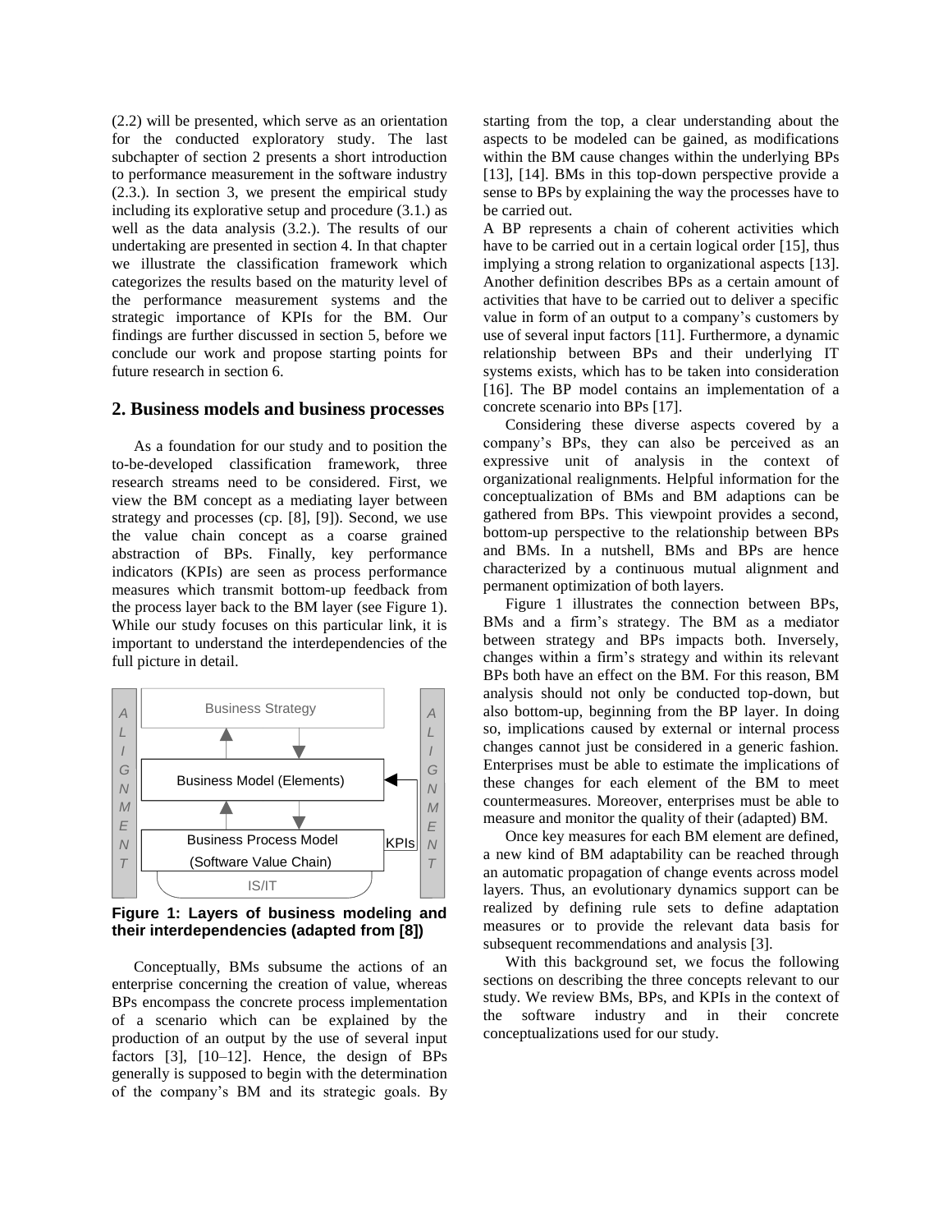(2.2) will be presented, which serve as an orientation for the conducted exploratory study. The last subchapter of section 2 presents a short introduction to performance measurement in the software industry (2.3.). In section 3, we present the empirical study including its explorative setup and procedure (3.1.) as well as the data analysis (3.2.). The results of our undertaking are presented in section 4. In that chapter we illustrate the classification framework which categorizes the results based on the maturity level of the performance measurement systems and the strategic importance of KPIs for the BM. Our findings are further discussed in section 5, before we conclude our work and propose starting points for future research in section 6.

## 2. Business models and business processes

As a foundation for our study and to position the to-be-developed classification framework, three research streams need to be considered. First, we view the BM concept as a mediating layer between strategy and processes (cp. [8], [9]). Second, we use the value chain concept as a coarse grained abstraction of BPs. Finally, key performance indicators (KPIs) are seen as process performance measures which transmit bottom-up feedback from the process layer back to the BM layer (see Figure 1). While our study focuses on this particular link, it is important to understand the interdependencies of the full picture in detail.

**Figure 1: Layers of business modeling and their interdependencies (adapted from [8])**

Conceptually, BMs subsume the actions of an enterprise concerning the creation of value, whereas BPs encompass the concrete process implementation of a scenario which can be explained by the production of an output by the use of several input factors [3], [10–12]. Hence, the design of BPs generally is supposed to begin with the determination of the company's BM and its strategic goals. By starting from the top, a clear understanding about the aspects to be modeled can be gained, as modifications within the BM cause changes within the underlying BPs [13], [14]. BMs in this top-down perspective provide a sense to BPs by explaining the way the processes have to be carried out.

A BP represents a chain of coherent activities which have to be carried out in a certain logical order [15], thus implying a strong relation to organizational aspects [13]. Another definition describes BPs as a certain amount of activities that have to be carried out to deliver a specific value in form of an output to a company's customers by use of several input factors [11]. Furthermore, a dynamic relationship between BPs and their underlying IT systems exists, which has to be taken into consideration [16]. The BP model contains an implementation of a concrete scenario into BPs [17].

Considering these diverse aspects covered by a company's BPs, they can also be perceived as an expressive unit of analysis in the context of organizational realignments. Helpful information for the conceptualization of BMs and BM adaptions can be gathered from BPs. This viewpoint provides a second, bottom-up perspective to the relationship between BPs and BMs. In a nutshell, BMs and BPs are hence characterized by a continuous mutual alignment and permanent optimization of both layers.

Figure 1 illustrates the connection between BPs, BMs and a firm's strategy. The BM as a mediator between strategy and BPs impacts both. Inversely, changes within a firm's strategy and within its relevant BPs both have an effect on the BM. For this reason, BM analysis should not only be conducted top-down, but also bottom-up, beginning from the BP layer. In doing so, implications caused by external or internal process changes cannot just be considered in a generic fashion. Enterprises must be able to estimate the implications of these changes for each element of the BM to meet countermeasures. Moreover, enterprises must be able to measure and monitor the quality of their (adapted) BM.

Once key measures for each BM element are defined, a new kind of BM adaptability can be reached through an automatic propagation of change events across model layers. Thus, an evolutionary dynamics support can be realized by defining rule sets to define adaptation measures or to provide the relevant data basis for subsequent recommendations and analysis [3].

With this background set, we focus the following sections on describing the three concepts relevant to our study. We review BMs, BPs, and KPIs in the context of the software industry and in their concrete conceptualizations used for our study.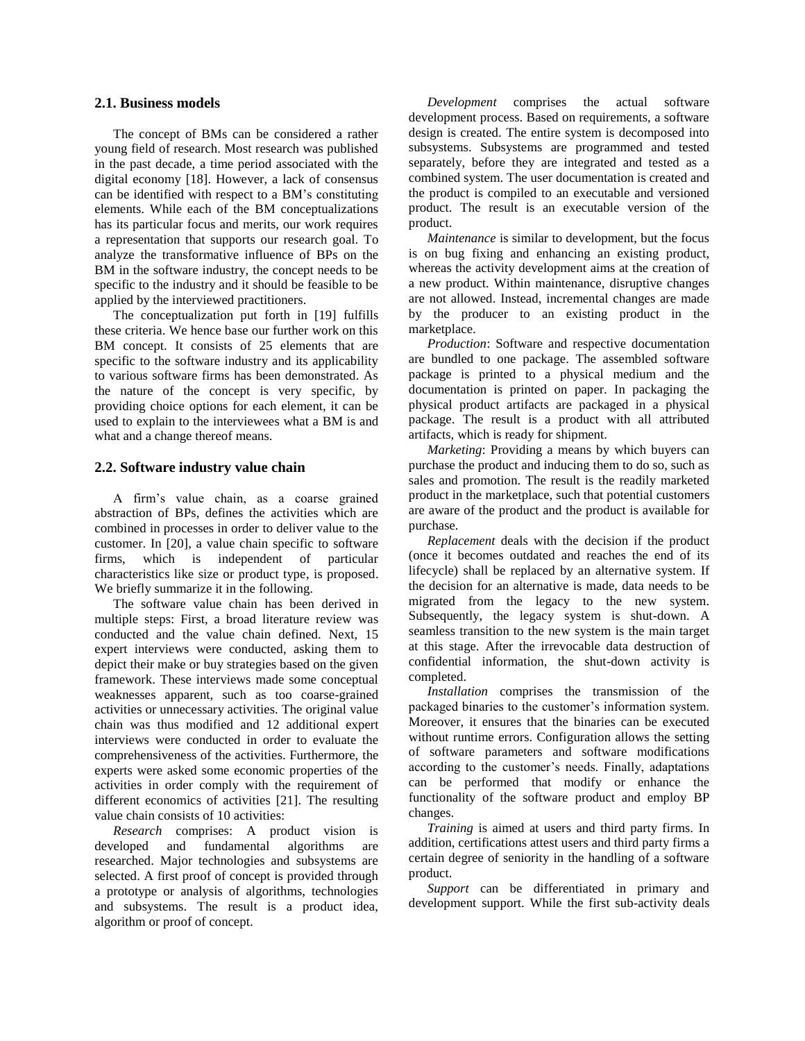### 2.1. Business models

The concept of BMs can be considered a rather young field of research. Most research was published in the past decade, a time period associated with the digital economy [18]. However, a lack of consensus can be identified with respect to a BM's constituting elements. While each of the BM conceptualizations has its particular focus and merits, our work requires a representation that supports our research goal. To analyze the transformative influence of BPs on the BM in the software industry, the concept needs to be specific to the industry and it should be feasible to be applied by the interviewed practitioners.

The conceptualization put forth in [19] fulfills these criteria. We hence base our further work on this BM concept. It consists of 25 elements that are specific to the software industry and its applicability to various software firms has been demonstrated. As the nature of the concept is very specific, by providing choice options for each element, it can be used to explain to the interviewees what a BM is and what and a change thereof means.

### 2.2. Software industry value chain

A firm's value chain, as a coarse grained abstraction of BPs, defines the activities which are combined in processes in order to deliver value to the customer. In [20], a value chain specific to software firms, which is independent of particular characteristics like size or product type, is proposed. We briefly summarize it in the following.

The software value chain has been derived in multiple steps: First, a broad literature review was conducted and the value chain defined. Next, 15 expert interviews were conducted, asking them to depict their make or buy strategies based on the given framework. These interviews made some conceptual weaknesses apparent, such as too coarse-grained activities or unnecessary activities. The original value chain was thus modified and 12 additional expert interviews were conducted in order to evaluate the comprehensiveness of the activities. Furthermore, the experts were asked some economic properties of the activities in order comply with the requirement of different economics of activities [21]. The resulting value chain consists of 10 activities:

*Research* comprises: A product vision is developed and fundamental algorithms are researched. Major technologies and subsystems are selected. A first proof of concept is provided through a prototype or analysis of algorithms, technologies and subsystems. The result is a product idea, algorithm or proof of concept.

*Development* comprises the actual software development process. Based on requirements, a software design is created. The entire system is decomposed into subsystems. Subsystems are programmed and tested separately, before they are integrated and tested as a combined system. The user documentation is created and the product is compiled to an executable and versioned product. The result is an executable version of the product.

*Maintenance* is similar to development, but the focus is on bug fixing and enhancing an existing product, whereas the activity development aims at the creation of a new product. Within maintenance, disruptive changes are not allowed. Instead, incremental changes are made by the producer to an existing product in the marketplace.

*Production*: Software and respective documentation are bundled to one package. The assembled software package is printed to a physical medium and the documentation is printed on paper. In packaging the physical product artifacts are packaged in a physical package. The result is a product with all attributed artifacts, which is ready for shipment.

*Marketing*: Providing a means by which buyers can purchase the product and inducing them to do so, such as sales and promotion. The result is the readily marketed product in the marketplace, such that potential customers are aware of the product and the product is available for purchase.

*Replacement* deals with the decision if the product (once it becomes outdated and reaches the end of its lifecycle) shall be replaced by an alternative system. If the decision for an alternative is made, data needs to be migrated from the legacy to the new system. Subsequently, the legacy system is shut-down. A seamless transition to the new system is the main target at this stage. After the irrevocable data destruction of confidential information, the shut-down activity is completed.

*Installation* comprises the transmission of the packaged binaries to the customer's information system. Moreover, it ensures that the binaries can be executed without runtime errors. Configuration allows the setting of software parameters and software modifications according to the customer's needs. Finally, adaptations can be performed that modify or enhance the functionality of the software product and employ BP changes.

*Training* is aimed at users and third party firms. In addition, certifications attest users and third party firms a certain degree of seniority in the handling of a software product.

*Support* can be differentiated in primary and development support. While the first sub-activity deals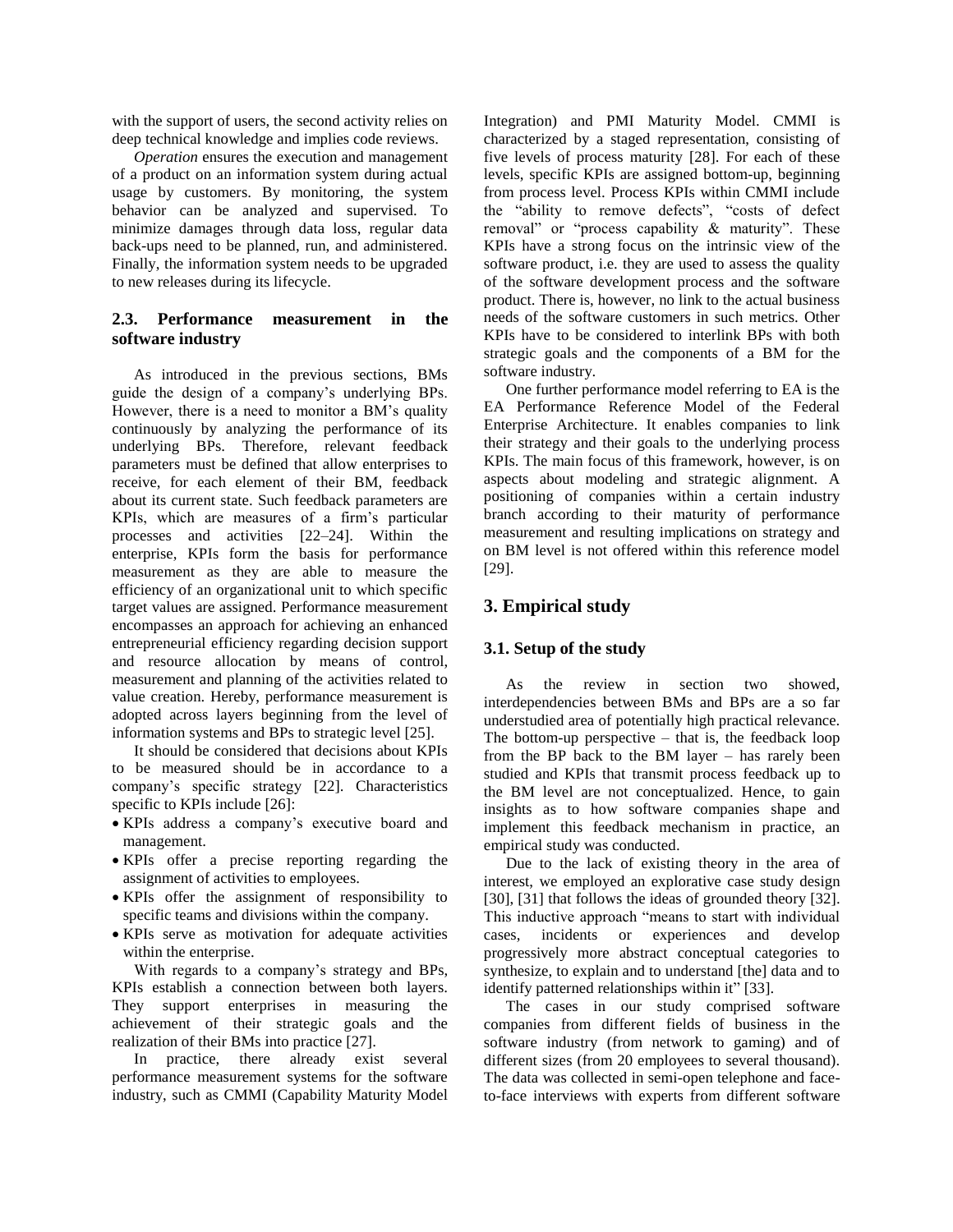with the support of users, the second activity relies on deep technical knowledge and implies code reviews.

*Operation* ensures the execution and management of a product on an information system during actual usage by customers. By monitoring, the system behavior can be analyzed and supervised. To minimize damages through data loss, regular data back-ups need to be planned, run, and administered. Finally, the information system needs to be upgraded to new releases during its lifecycle.

### 2.3. Performance measurement in the software industry

As introduced in the previous sections, BMs guide the design of a company's underlying BPs. However, there is a need to monitor a BM's quality continuously by analyzing the performance of its underlying BPs. Therefore, relevant feedback parameters must be defined that allow enterprises to receive, for each element of their BM, feedback about its current state. Such feedback parameters are KPIs, which are measures of a firm's particular processes and activities [22–24]. Within the enterprise, KPIs form the basis for performance measurement as they are able to measure the efficiency of an organizational unit to which specific target values are assigned. Performance measurement encompasses an approach for achieving an enhanced entrepreneurial efficiency regarding decision support and resource allocation by means of control, measurement and planning of the activities related to value creation. Hereby, performance measurement is adopted across layers beginning from the level of information systems and BPs to strategic level [25].

It should be considered that decisions about KPIs to be measured should be in accordance to a company's specific strategy [22]. Characteristics specific to KPIs include [26]:

- KPIs address a company's executive board and management.
- KPIs offer a precise reporting regarding the assignment of activities to employees.
- KPIs offer the assignment of responsibility to specific teams and divisions within the company.
- KPIs serve as motivation for adequate activities within the enterprise.

With regards to a company's strategy and BPs, KPIs establish a connection between both layers. They support enterprises in measuring the achievement of their strategic goals and the realization of their BMs into practice [27].

In practice, there already exist several performance measurement systems for the software industry, such as CMMI (Capability Maturity Model Integration) and PMI Maturity Model. CMMI is characterized by a staged representation, consisting of five levels of process maturity [28]. For each of these levels, specific KPIs are assigned bottom-up, beginning from process level. Process KPIs within CMMI include the "ability to remove defects", "costs of defect removal" or "process capability & maturity". These KPIs have a strong focus on the intrinsic view of the software product, i.e. they are used to assess the quality of the software development process and the software product. There is, however, no link to the actual business needs of the software customers in such metrics. Other KPIs have to be considered to interlink BPs with both strategic goals and the components of a BM for the software industry.

One further performance model referring to EA is the EA Performance Reference Model of the Federal Enterprise Architecture. It enables companies to link their strategy and their goals to the underlying process KPIs. The main focus of this framework, however, is on aspects about modeling and strategic alignment. A positioning of companies within a certain industry branch according to their maturity of performance measurement and resulting implications on strategy and on BM level is not offered within this reference model [29].

## 3. Empirical study

### 3.1. Setup of the study

As the review in section two showed, interdependencies between BMs and BPs are a so far understudied area of potentially high practical relevance. The bottom-up perspective – that is, the feedback loop from the BP back to the BM layer – has rarely been studied and KPIs that transmit process feedback up to the BM level are not conceptualized. Hence, to gain insights as to how software companies shape and implement this feedback mechanism in practice, an empirical study was conducted.

Due to the lack of existing theory in the area of interest, we employed an explorative case study design [30], [31] that follows the ideas of grounded theory [32]. This inductive approach "means to start with individual cases, incidents or experiences and develop progressively more abstract conceptual categories to synthesize, to explain and to understand [the] data and to identify patterned relationships within it" [33].

The cases in our study comprised software companies from different fields of business in the software industry (from network to gaming) and of different sizes (from 20 employees to several thousand). The data was collected in semi-open telephone and face-to-face interviews with experts from different software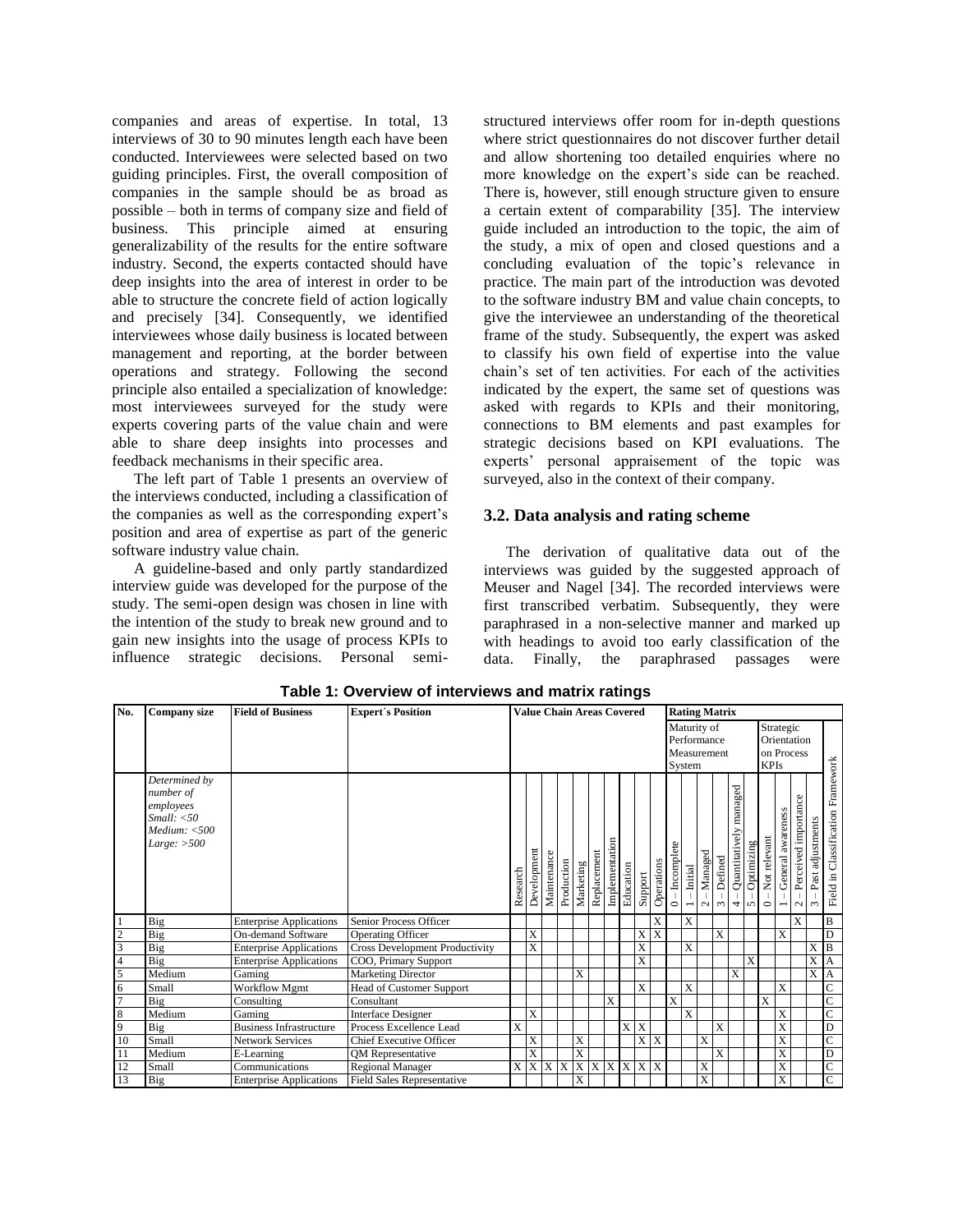companies and areas of expertise. In total, 13 interviews of 30 to 90 minutes length each have been conducted. Interviewees were selected based on two guiding principles. First, the overall composition of companies in the sample should be as broad as possible – both in terms of company size and field of business. This principle aimed at ensuring generalizability of the results for the entire software industry. Second, the experts contacted should have deep insights into the area of interest in order to be able to structure the concrete field of action logically and precisely [34]. Consequently, we identified interviewees whose daily business is located between management and reporting, at the border between operations and strategy. Following the second principle also entailed a specialization of knowledge: most interviewees surveyed for the study were experts covering parts of the value chain and were able to share deep insights into processes and feedback mechanisms in their specific area.

The left part of Table 1 presents an overview of the interviews conducted, including a classification of the companies as well as the corresponding expert's position and area of expertise as part of the generic software industry value chain.

A guideline-based and only partly standardized interview guide was developed for the purpose of the study. The semi-open design was chosen in line with the intention of the study to break new ground and to gain new insights into the usage of process KPIs to influence strategic decisions. Personal semi-structured interviews offer room for in-depth questions where strict questionnaires do not discover further detail and allow shortening too detailed enquiries where no more knowledge on the expert's side can be reached. There is, however, still enough structure given to ensure a certain extent of comparability [35]. The interview guide included an introduction to the topic, the aim of the study, a mix of open and closed questions and a concluding evaluation of the topic's relevance in practice. The main part of the introduction was devoted to the software industry BM and value chain concepts, to give the interviewee an understanding of the theoretical frame of the study. Subsequently, the expert was asked to classify his own field of expertise into the value chain's set of ten activities. For each of the activities indicated by the expert, the same set of questions was asked with regards to KPIs and their monitoring, connections to BM elements and past examples for strategic decisions based on KPI evaluations. The experts' personal appraisement of the topic was surveyed, also in the context of their company.

## 3.2. Data analysis and rating scheme

The derivation of qualitative data out of the interviews was guided by the suggested approach of Meuser and Nagel [34]. The recorded interviews were first transcribed verbatim. Subsequently, they were paraphrased in a non-selective manner and marked up with headings to avoid too early classification of the data. Finally, the paraphrased passages were

**Table 1: Overview of interviews and matrix ratings**

| No. | Company size | Field of Business | Expert´s Position | Value Chain Areas Covered | | | | | | | | | | Rating Matrix | | | | | | | | | | |
|---|---|---|---|---|---|---|---|---|---|---|---|---|---|---|---|---|---|---|---|---|---|---|---|---|
| | | | | | | | | | | | | | | Maturity of Performance Measurement System | | | | | | Strategic Orientation on Process KPIs | | | | |
| | *Determined by number of employees Small: <50 Medium: <500 Large: >500* | | | Research | Development | Maintenance | Production | Marketing | Replacement | Implementation | Education | Support | Operations | 0 – Incomplete | 1 – Initial | 2 – Managed | 3 – Defined | 4 – Quantitatively managed | 5 – Optimizing | 0 – Not relevant | 1 – General awareness | 2 – Perceived importance | 3 – Past adjustments | Field in Classification Framework |
| 1 | Big | Enterprise Applications | Senior Process Officer | | | | | | | | | | X | | X | | | | | | | X | | B |
| 2 | Big | On-demand Software | Operating Officer | | X | | | | | | | X | X | | | | X | | | | X | | | D |
| 3 | Big | Enterprise Applications | Cross Development Productivity | | X | | | | | | | X | | | X | | | | | | | | X | B |
| 4 | Big | Enterprise Applications | COO, Primary Support | | | | | | | | | X | | | | | | | X | | | | X | A |
| 5 | Medium | Gaming | Marketing Director | | | | | X | | | | | | | | | | X | | | | | X | A |
| 6 | Small | Workflow Mgmt | Head of Customer Support | | | | | | | | | X | | | X | | | | | | X | | | C |
| 7 | Big | Consulting | Consultant | | | | | | | X | | | | X | | | | | | X | | | | C |
| 8 | Medium | Gaming | Interface Designer | | X | | | | | | | | | | X | | | | | | X | | | C |
| 9 | Big | Business Infrastructure | Process Excellence Lead | X | | | | | | | X | X | | | | | X | | | | X | | | D |
| 10 | Small | Network Services | Chief Executive Officer | | X | | | X | | | | X | X | | | X | | | | | X | | | C |
| 11 | Medium | E-Learning | QM Representative | | X | | | X | | | | | | | | | X | | | | X | | | D |
| 12 | Small | Communications | Regional Manager | X | X | X | X | X | X | X | X | X | X | | | X | | | | | X | | | C |
| 13 | Big | Enterprise Applications | Field Sales Representative | | | | | X | | | | | | | | X | | | | | X | | | C |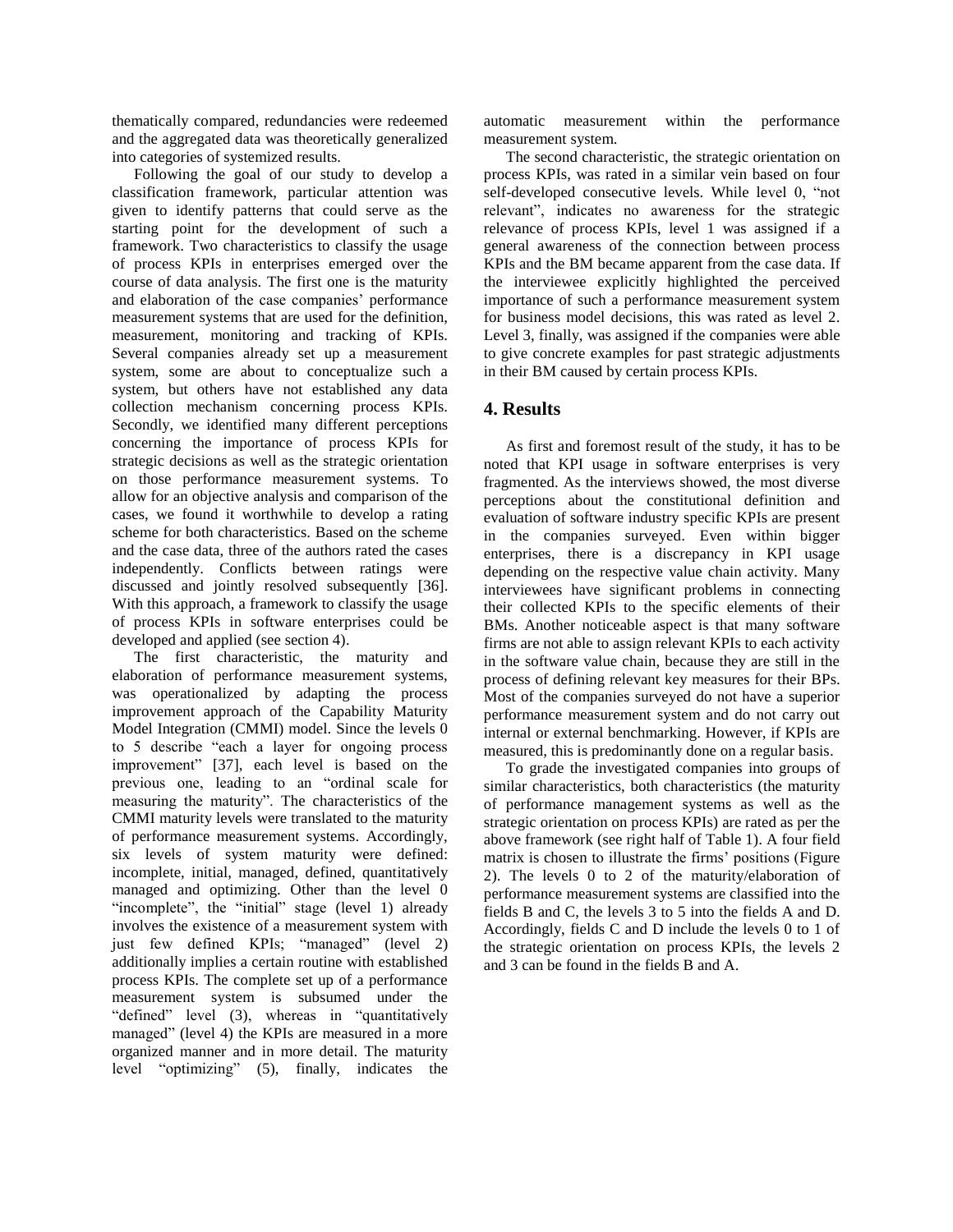thematically compared, redundancies were redeemed and the aggregated data was theoretically generalized into categories of systemized results.

Following the goal of our study to develop a classification framework, particular attention was given to identify patterns that could serve as the starting point for the development of such a framework. Two characteristics to classify the usage of process KPIs in enterprises emerged over the course of data analysis. The first one is the maturity and elaboration of the case companies' performance measurement systems that are used for the definition, measurement, monitoring and tracking of KPIs. Several companies already set up a measurement system, some are about to conceptualize such a system, but others have not established any data collection mechanism concerning process KPIs. Secondly, we identified many different perceptions concerning the importance of process KPIs for strategic decisions as well as the strategic orientation on those performance measurement systems. To allow for an objective analysis and comparison of the cases, we found it worthwhile to develop a rating scheme for both characteristics. Based on the scheme and the case data, three of the authors rated the cases independently. Conflicts between ratings were discussed and jointly resolved subsequently [36]. With this approach, a framework to classify the usage of process KPIs in software enterprises could be developed and applied (see section 4).

The first characteristic, the maturity and elaboration of performance measurement systems, was operationalized by adapting the process improvement approach of the Capability Maturity Model Integration (CMMI) model. Since the levels 0 to 5 describe "each a layer for ongoing process improvement" [37], each level is based on the previous one, leading to an "ordinal scale for measuring the maturity". The characteristics of the CMMI maturity levels were translated to the maturity of performance measurement systems. Accordingly, six levels of system maturity were defined: incomplete, initial, managed, defined, quantitatively managed and optimizing. Other than the level 0 "incomplete", the "initial" stage (level 1) already involves the existence of a measurement system with just few defined KPIs; "managed" (level 2) additionally implies a certain routine with established process KPIs. The complete set up of a performance measurement system is subsumed under the "defined" level (3), whereas in "quantitatively managed" (level 4) the KPIs are measured in a more organized manner and in more detail. The maturity level "optimizing" (5), finally, indicates the automatic measurement within the performance measurement system.

The second characteristic, the strategic orientation on process KPIs, was rated in a similar vein based on four self-developed consecutive levels. While level 0, "not relevant", indicates no awareness for the strategic relevance of process KPIs, level 1 was assigned if a general awareness of the connection between process KPIs and the BM became apparent from the case data. If the interviewee explicitly highlighted the perceived importance of such a performance measurement system for business model decisions, this was rated as level 2. Level 3, finally, was assigned if the companies were able to give concrete examples for past strategic adjustments in their BM caused by certain process KPIs.

## 4. Results

As first and foremost result of the study, it has to be noted that KPI usage in software enterprises is very fragmented. As the interviews showed, the most diverse perceptions about the constitutional definition and evaluation of software industry specific KPIs are present in the companies surveyed. Even within bigger enterprises, there is a discrepancy in KPI usage depending on the respective value chain activity. Many interviewees have significant problems in connecting their collected KPIs to the specific elements of their BMs. Another noticeable aspect is that many software firms are not able to assign relevant KPIs to each activity in the software value chain, because they are still in the process of defining relevant key measures for their BPs. Most of the companies surveyed do not have a superior performance measurement system and do not carry out internal or external benchmarking. However, if KPIs are measured, this is predominantly done on a regular basis.

To grade the investigated companies into groups of similar characteristics, both characteristics (the maturity of performance management systems as well as the strategic orientation on process KPIs) are rated as per the above framework (see right half of Table 1). A four field matrix is chosen to illustrate the firms' positions (Figure 2). The levels 0 to 2 of the maturity/elaboration of performance measurement systems are classified into the fields B and C, the levels 3 to 5 into the fields A and D. Accordingly, fields C and D include the levels 0 to 1 of the strategic orientation on process KPIs, the levels 2 and 3 can be found in the fields B and A.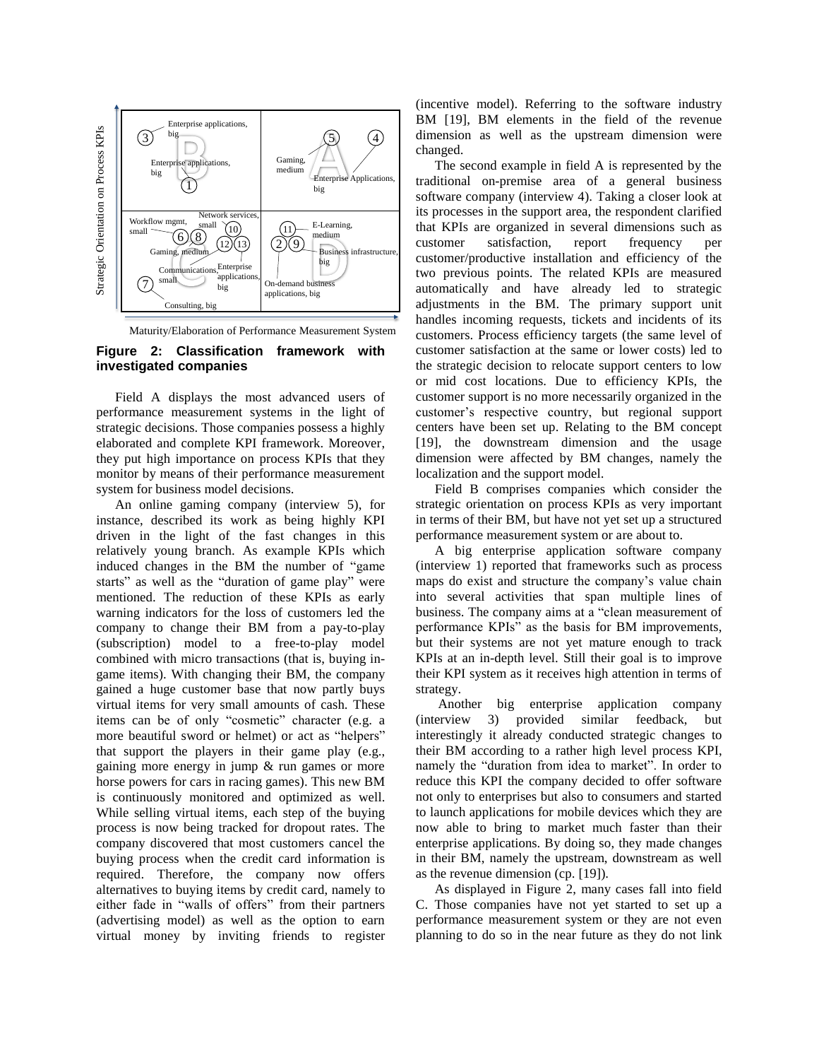**Figure 2: Classification framework with investigated companies**

Field A displays the most advanced users of performance measurement systems in the light of strategic decisions. Those companies possess a highly elaborated and complete KPI framework. Moreover, they put high importance on process KPIs that they monitor by means of their performance measurement system for business model decisions.

An online gaming company (interview 5), for instance, described its work as being highly KPI driven in the light of the fast changes in this relatively young branch. As example KPIs which induced changes in the BM the number of "game starts" as well as the "duration of game play" were mentioned. The reduction of these KPIs as early warning indicators for the loss of customers led the company to change their BM from a pay-to-play (subscription) model to a free-to-play model combined with micro transactions (that is, buying in-game items). With changing their BM, the company gained a huge customer base that now partly buys virtual items for very small amounts of cash. These items can be of only "cosmetic" character (e.g. a more beautiful sword or helmet) or act as "helpers" that support the players in their game play (e.g., gaining more energy in jump & run games or more horse powers for cars in racing games). This new BM is continuously monitored and optimized as well. While selling virtual items, each step of the buying process is now being tracked for dropout rates. The company discovered that most customers cancel the buying process when the credit card information is required. Therefore, the company now offers alternatives to buying items by credit card, namely to either fade in "walls of offers" from their partners (advertising model) as well as the option to earn virtual money by inviting friends to register (incentive model). Referring to the software industry BM [19], BM elements in the field of the revenue dimension as well as the upstream dimension were changed.

The second example in field A is represented by the traditional on-premise area of a general business software company (interview 4). Taking a closer look at its processes in the support area, the respondent clarified that KPIs are organized in several dimensions such as customer satisfaction, report frequency per customer/productive installation and efficiency of the two previous points. The related KPIs are measured automatically and have already led to strategic adjustments in the BM. The primary support unit handles incoming requests, tickets and incidents of its customers. Process efficiency targets (the same level of customer satisfaction at the same or lower costs) led to the strategic decision to relocate support centers to low or mid cost locations. Due to efficiency KPIs, the customer support is no more necessarily organized in the customer's respective country, but regional support centers have been set up. Relating to the BM concept [19], the downstream dimension and the usage dimension were affected by BM changes, namely the localization and the support model.

Field B comprises companies which consider the strategic orientation on process KPIs as very important in terms of their BM, but have not yet set up a structured performance measurement system or are about to.

A big enterprise application software company (interview 1) reported that frameworks such as process maps do exist and structure the company's value chain into several activities that span multiple lines of business. The company aims at a "clean measurement of performance KPIs" as the basis for BM improvements, but their systems are not yet mature enough to track KPIs at an in-depth level. Still their goal is to improve their KPI system as it receives high attention in terms of strategy.

Another big enterprise application company (interview 3) provided similar feedback, but interestingly it already conducted strategic changes to their BM according to a rather high level process KPI, namely the "duration from idea to market". In order to reduce this KPI the company decided to offer software not only to enterprises but also to consumers and started to launch applications for mobile devices which they are now able to bring to market much faster than their enterprise applications. By doing so, they made changes in their BM, namely the upstream, downstream as well as the revenue dimension (cp. [19]).

As displayed in Figure 2, many cases fall into field C. Those companies have not yet started to set up a performance measurement system or they are not even planning to do so in the near future as they do not link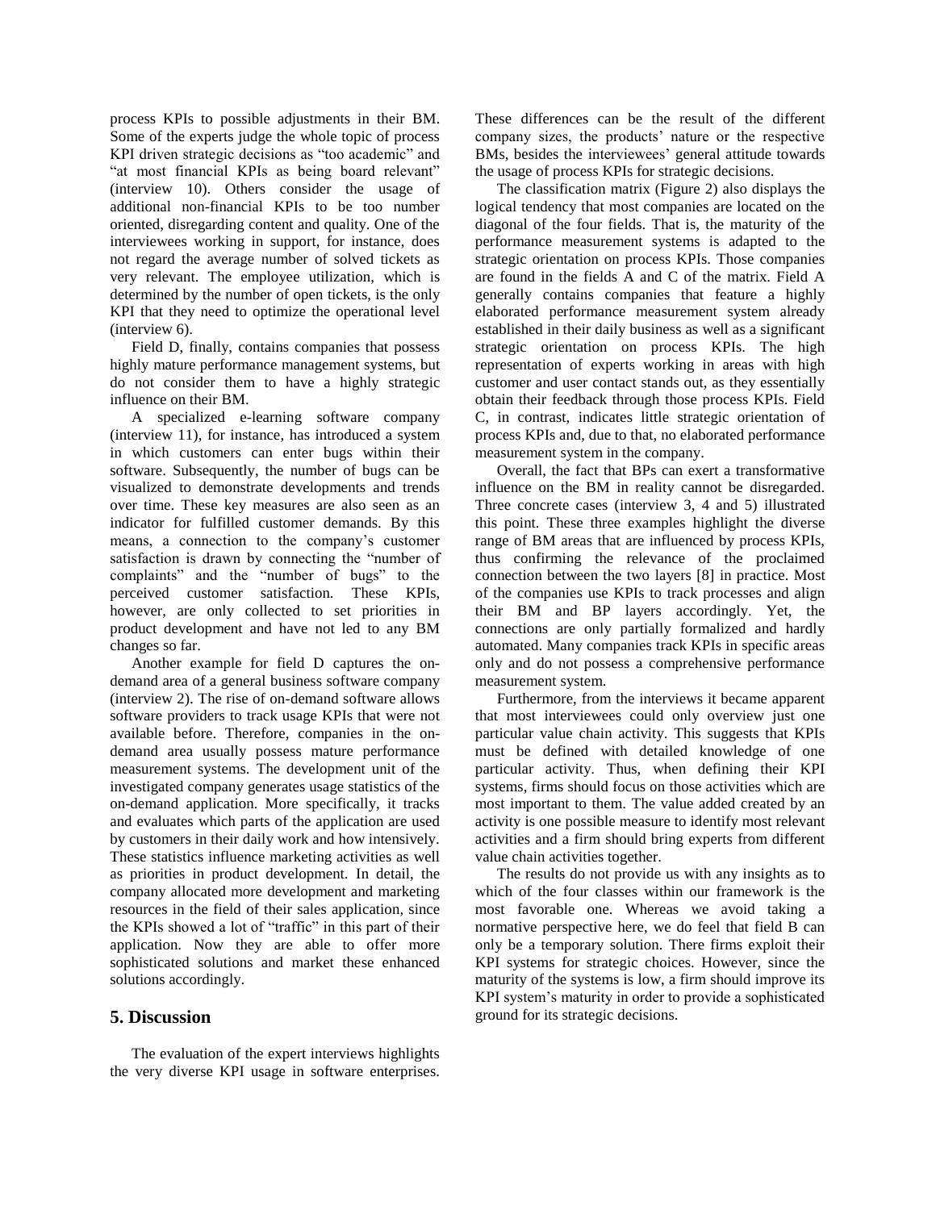process KPIs to possible adjustments in their BM. Some of the experts judge the whole topic of process KPI driven strategic decisions as “too academic” and “at most financial KPIs as being board relevant” (interview 10). Others consider the usage of additional non-financial KPIs to be too number oriented, disregarding content and quality. One of the interviewees working in support, for instance, does not regard the average number of solved tickets as very relevant. The employee utilization, which is determined by the number of open tickets, is the only KPI that they need to optimize the operational level (interview 6).

Field D, finally, contains companies that possess highly mature performance management systems, but do not consider them to have a highly strategic influence on their BM.

A specialized e-learning software company (interview 11), for instance, has introduced a system in which customers can enter bugs within their software. Subsequently, the number of bugs can be visualized to demonstrate developments and trends over time. These key measures are also seen as an indicator for fulfilled customer demands. By this means, a connection to the company’s customer satisfaction is drawn by connecting the “number of complaints” and the “number of bugs” to the perceived customer satisfaction. These KPIs, however, are only collected to set priorities in product development and have not led to any BM changes so far.

Another example for field D captures the on-demand area of a general business software company (interview 2). The rise of on-demand software allows software providers to track usage KPIs that were not available before. Therefore, companies in the on-demand area usually possess mature performance measurement systems. The development unit of the investigated company generates usage statistics of the on-demand application. More specifically, it tracks and evaluates which parts of the application are used by customers in their daily work and how intensively. These statistics influence marketing activities as well as priorities in product development. In detail, the company allocated more development and marketing resources in the field of their sales application, since the KPIs showed a lot of “traffic” in this part of their application. Now they are able to offer more sophisticated solutions and market these enhanced solutions accordingly.

## 5. Discussion

The evaluation of the expert interviews highlights the very diverse KPI usage in software enterprises. These differences can be the result of the different company sizes, the products’ nature or the respective BMs, besides the interviewees’ general attitude towards the usage of process KPIs for strategic decisions.

The classification matrix (Figure 2) also displays the logical tendency that most companies are located on the diagonal of the four fields. That is, the maturity of the performance measurement systems is adapted to the strategic orientation on process KPIs. Those companies are found in the fields A and C of the matrix. Field A generally contains companies that feature a highly elaborated performance measurement system already established in their daily business as well as a significant strategic orientation on process KPIs. The high representation of experts working in areas with high customer and user contact stands out, as they essentially obtain their feedback through those process KPIs. Field C, in contrast, indicates little strategic orientation of process KPIs and, due to that, no elaborated performance measurement system in the company.

Overall, the fact that BPs can exert a transformative influence on the BM in reality cannot be disregarded. Three concrete cases (interview 3, 4 and 5) illustrated this point. These three examples highlight the diverse range of BM areas that are influenced by process KPIs, thus confirming the relevance of the proclaimed connection between the two layers [8] in practice. Most of the companies use KPIs to track processes and align their BM and BP layers accordingly. Yet, the connections are only partially formalized and hardly automated. Many companies track KPIs in specific areas only and do not possess a comprehensive performance measurement system.

Furthermore, from the interviews it became apparent that most interviewees could only overview just one particular value chain activity. This suggests that KPIs must be defined with detailed knowledge of one particular activity. Thus, when defining their KPI systems, firms should focus on those activities which are most important to them. The value added created by an activity is one possible measure to identify most relevant activities and a firm should bring experts from different value chain activities together.

The results do not provide us with any insights as to which of the four classes within our framework is the most favorable one. Whereas we avoid taking a normative perspective here, we do feel that field B can only be a temporary solution. There firms exploit their KPI systems for strategic choices. However, since the maturity of the systems is low, a firm should improve its KPI system’s maturity in order to provide a sophisticated ground for its strategic decisions.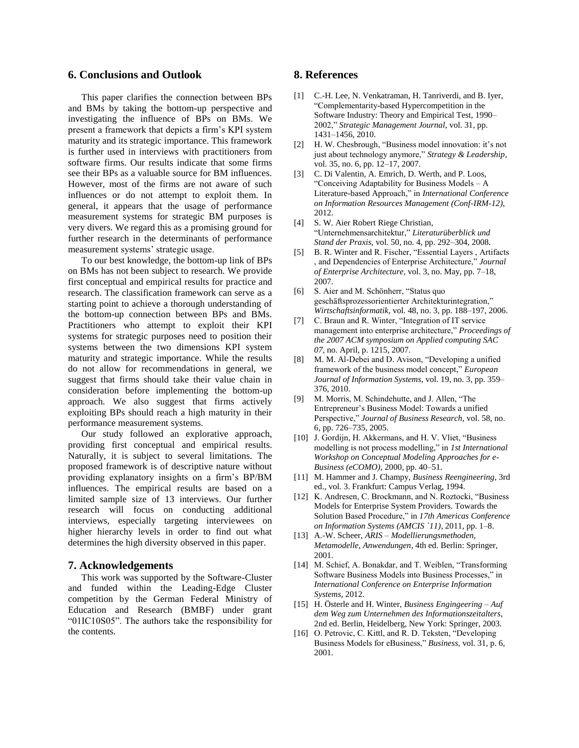## 6. Conclusions and Outlook

This paper clarifies the connection between BPs and BMs by taking the bottom-up perspective and investigating the influence of BPs on BMs. We present a framework that depicts a firm's KPI system maturity and its strategic importance. This framework is further used in interviews with practitioners from software firms. Our results indicate that some firms see their BPs as a valuable source for BM influences. However, most of the firms are not aware of such influences or do not attempt to exploit them. In general, it appears that the usage of performance measurement systems for strategic BM purposes is very divers. We regard this as a promising ground for further research in the determinants of performance measurement systems' strategic usage.

To our best knowledge, the bottom-up link of BPs on BMs has not been subject to research. We provide first conceptual and empirical results for practice and research. The classification framework can serve as a starting point to achieve a thorough understanding of the bottom-up connection between BPs and BMs. Practitioners who attempt to exploit their KPI systems for strategic purposes need to position their systems between the two dimensions KPI system maturity and strategic importance. While the results do not allow for recommendations in general, we suggest that firms should take their value chain in consideration before implementing the bottom-up approach. We also suggest that firms actively exploiting BPs should reach a high maturity in their performance measurement systems.

Our study followed an explorative approach, providing first conceptual and empirical results. Naturally, it is subject to several limitations. The proposed framework is of descriptive nature without providing explanatory insights on a firm's BP/BM influences. The empirical results are based on a limited sample size of 13 interviews. Our further research will focus on conducting additional interviews, especially targeting interviewees on higher hierarchy levels in order to find out what determines the high diversity observed in this paper.

## 7. Acknowledgements

This work was supported by the Software-Cluster and funded within the Leading-Edge Cluster competition by the German Federal Ministry of Education and Research (BMBF) under grant "01IC10S05". The authors take the responsibility for the contents.

## 8. References

[1] C.-H. Lee, N. Venkatraman, H. Tanriverdi, and B. Iyer, "Complementarity-based Hypercompetition in the Software Industry: Theory and Empirical Test, 1990–2002," *Strategic Management Journal*, vol. 31, pp. 1431–1456, 2010.

[2] H. W. Chesbrough, "Business model innovation: it's not just about technology anymore," *Strategy & Leadership*, vol. 35, no. 6, pp. 12–17, 2007.

[3] C. Di Valentin, A. Emrich, D. Werth, and P. Loos, "Conceiving Adaptability for Business Models – A Literature-based Approach," in *International Conference on Information Resources Management (Conf-IRM-12)*, 2012.

[4] S. W. Aier Robert Riege Christian, "Unternehmensarchitektur," *Literaturüberblick und Stand der Praxis*, vol. 50, no. 4, pp. 292–304, 2008.

[5] B. R. Winter and R. Fischer, "Essential Layers , Artifacts , and Dependencies of Enterprise Architecture," *Journal of Enterprise Architecture*, vol. 3, no. May, pp. 7–18, 2007.

[6] S. Aier and M. Schönherr, "Status quo geschäftsprozessorientierter Architekturintegration," *Wirtschaftsinformatik*, vol. 48, no. 3, pp. 188–197, 2006.

[7] C. Braun and R. Winter, "Integration of IT service management into enterprise architecture," *Proceedings of the 2007 ACM symposium on Applied computing SAC 07*, no. April, p. 1215, 2007.

[8] M. M. Al-Debei and D. Avison, "Developing a unified framework of the business model concept," *European Journal of Information Systems*, vol. 19, no. 3, pp. 359–376, 2010.

[9] M. Morris, M. Schindehutte, and J. Allen, "The Entrepreneur's Business Model: Towards a unified Perspective," *Journal of Business Research*, vol. 58, no. 6, pp. 726–735, 2005.

[10] J. Gordijn, H. Akkermans, and H. V. Vliet, "Business modelling is not process modelling," in *1st International Workshop on Conceptual Modeling Approaches for e-Business (eCOMO)*, 2000, pp. 40–51.

[11] M. Hammer and J. Champy, *Business Reengineering*, 3rd ed., vol. 3. Frankfurt: Campus Verlag, 1994.

[12] K. Andresen, C. Brockmann, and N. Roztocki, "Business Models for Enterprise System Providers. Towards the Solution Based Procedure," in *17th Americas Conference on Information Systems (AMCIS `11)*, 2011, pp. 1–8.

[13] A.-W. Scheer, *ARIS – Modellierungsmethoden, Metamodelle, Anwendungen*, 4th ed. Berlin: Springer, 2001.

[14] M. Schief, A. Bonakdar, and T. Weiblen, "Transforming Software Business Models into Business Processes," in *International Conference on Enterprise Information Systems*, 2012.

[15] H. Österle and H. Winter, *Business Engingeering – Auf dem Weg zum Unternehmen des Informationszeitalters*, 2nd ed. Berlin, Heidelberg, New York: Springer, 2003.

[16] O. Petrovic, C. Kittl, and R. D. Teksten, "Developing Business Models for eBusiness," *Business*, vol. 31, p. 6, 2001.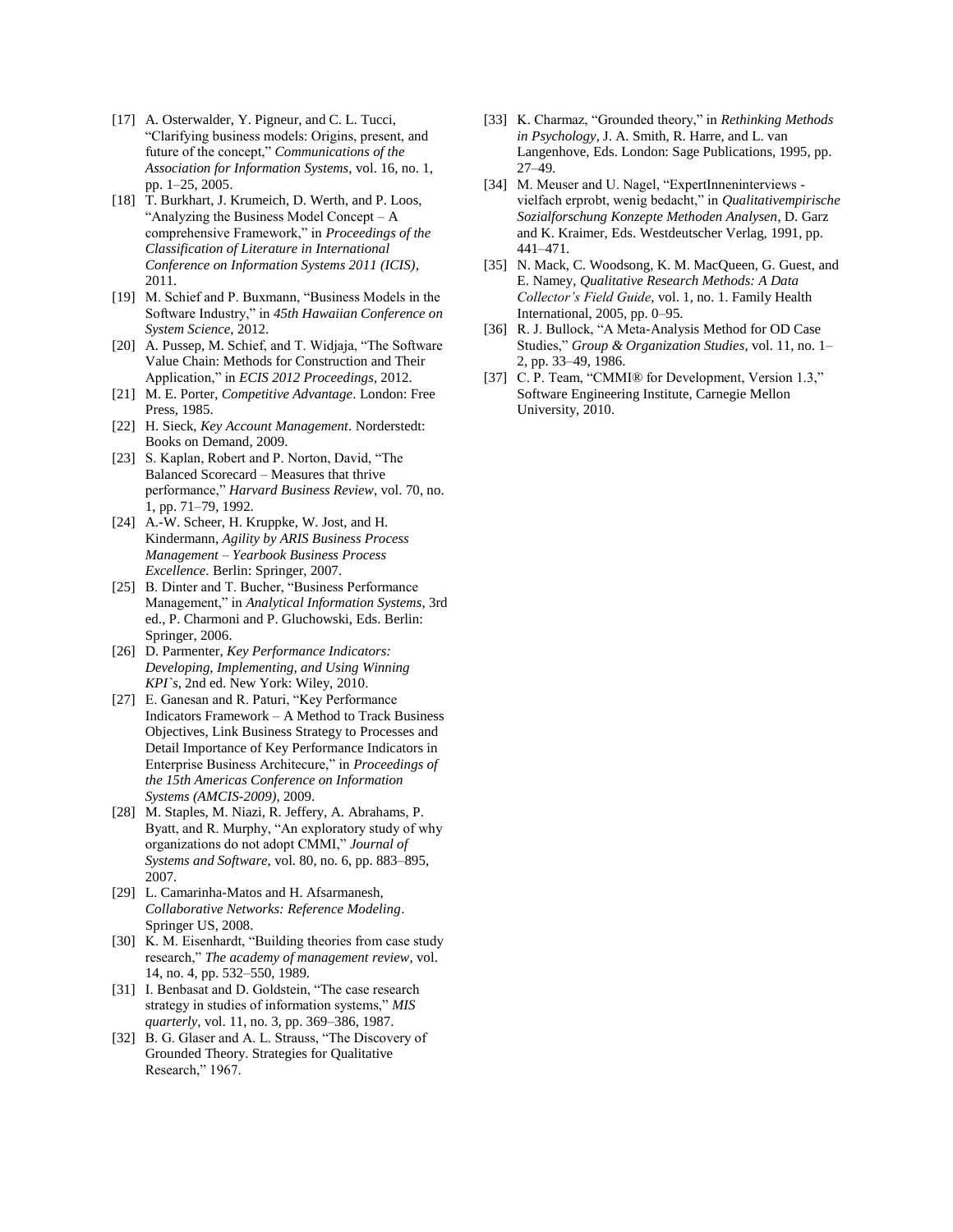[17] A. Osterwalder, Y. Pigneur, and C. L. Tucci, "Clarifying business models: Origins, present, and future of the concept," *Communications of the Association for Information Systems*, vol. 16, no. 1, pp. 1–25, 2005.

[18] T. Burkhart, J. Krumeich, D. Werth, and P. Loos, "Analyzing the Business Model Concept – A comprehensive Framework," in *Proceedings of the Classification of Literature in International Conference on Information Systems 2011 (ICIS)*, 2011.

[19] M. Schief and P. Buxmann, "Business Models in the Software Industry," in *45th Hawaiian Conference on System Science*, 2012.

[20] A. Pussep, M. Schief, and T. Widjaja, "The Software Value Chain: Methods for Construction and Their Application," in *ECIS 2012 Proceedings*, 2012.

[21] M. E. Porter, *Competitive Advantage*. London: Free Press, 1985.

[22] H. Sieck, *Key Account Management*. Norderstedt: Books on Demand, 2009.

[23] S. Kaplan, Robert and P. Norton, David, "The Balanced Scorecard – Measures that thrive performance," *Harvard Business Review*, vol. 70, no. 1, pp. 71–79, 1992.

[24] A.-W. Scheer, H. Kruppke, W. Jost, and H. Kindermann, *Agility by ARIS Business Process Management – Yearbook Business Process Excellence*. Berlin: Springer, 2007.

[25] B. Dinter and T. Bucher, "Business Performance Management," in *Analytical Information Systems*, 3rd ed., P. Charmoni and P. Gluchowski, Eds. Berlin: Springer, 2006.

[26] D. Parmenter, *Key Performance Indicators: Developing, Implementing, and Using Winning KPI`s*, 2nd ed. New York: Wiley, 2010.

[27] E. Ganesan and R. Paturi, "Key Performance Indicators Framework – A Method to Track Business Objectives, Link Business Strategy to Processes and Detail Importance of Key Performance Indicators in Enterprise Business Architecure," in *Proceedings of the 15th Americas Conference on Information Systems (AMCIS-2009)*, 2009.

[28] M. Staples, M. Niazi, R. Jeffery, A. Abrahams, P. Byatt, and R. Murphy, "An exploratory study of why organizations do not adopt CMMI," *Journal of Systems and Software*, vol. 80, no. 6, pp. 883–895, 2007.

[29] L. Camarinha-Matos and H. Afsarmanesh, *Collaborative Networks: Reference Modeling*. Springer US, 2008.

[30] K. M. Eisenhardt, "Building theories from case study research," *The academy of management review*, vol. 14, no. 4, pp. 532–550, 1989.

[31] I. Benbasat and D. Goldstein, "The case research strategy in studies of information systems," *MIS quarterly*, vol. 11, no. 3, pp. 369–386, 1987.

[32] B. G. Glaser and A. L. Strauss, "The Discovery of Grounded Theory. Strategies for Qualitative Research," 1967.

[33] K. Charmaz, "Grounded theory," in *Rethinking Methods in Psychology*, J. A. Smith, R. Harre, and L. van Langenhove, Eds. London: Sage Publications, 1995, pp. 27–49.

[34] M. Meuser and U. Nagel, "ExpertInneninterviews - vielfach erprobt, wenig bedacht," in *Qualitativempirische Sozialforschung Konzepte Methoden Analysen*, D. Garz and K. Kraimer, Eds. Westdeutscher Verlag, 1991, pp. 441–471.

[35] N. Mack, C. Woodsong, K. M. MacQueen, G. Guest, and E. Namey, *Qualitative Research Methods: A Data Collector's Field Guide*, vol. 1, no. 1. Family Health International, 2005, pp. 0–95.

[36] R. J. Bullock, "A Meta-Analysis Method for OD Case Studies," *Group & Organization Studies*, vol. 11, no. 1–2, pp. 33–49, 1986.

[37] C. P. Team, "CMMI® for Development, Version 1.3," Software Engineering Institute, Carnegie Mellon University, 2010.